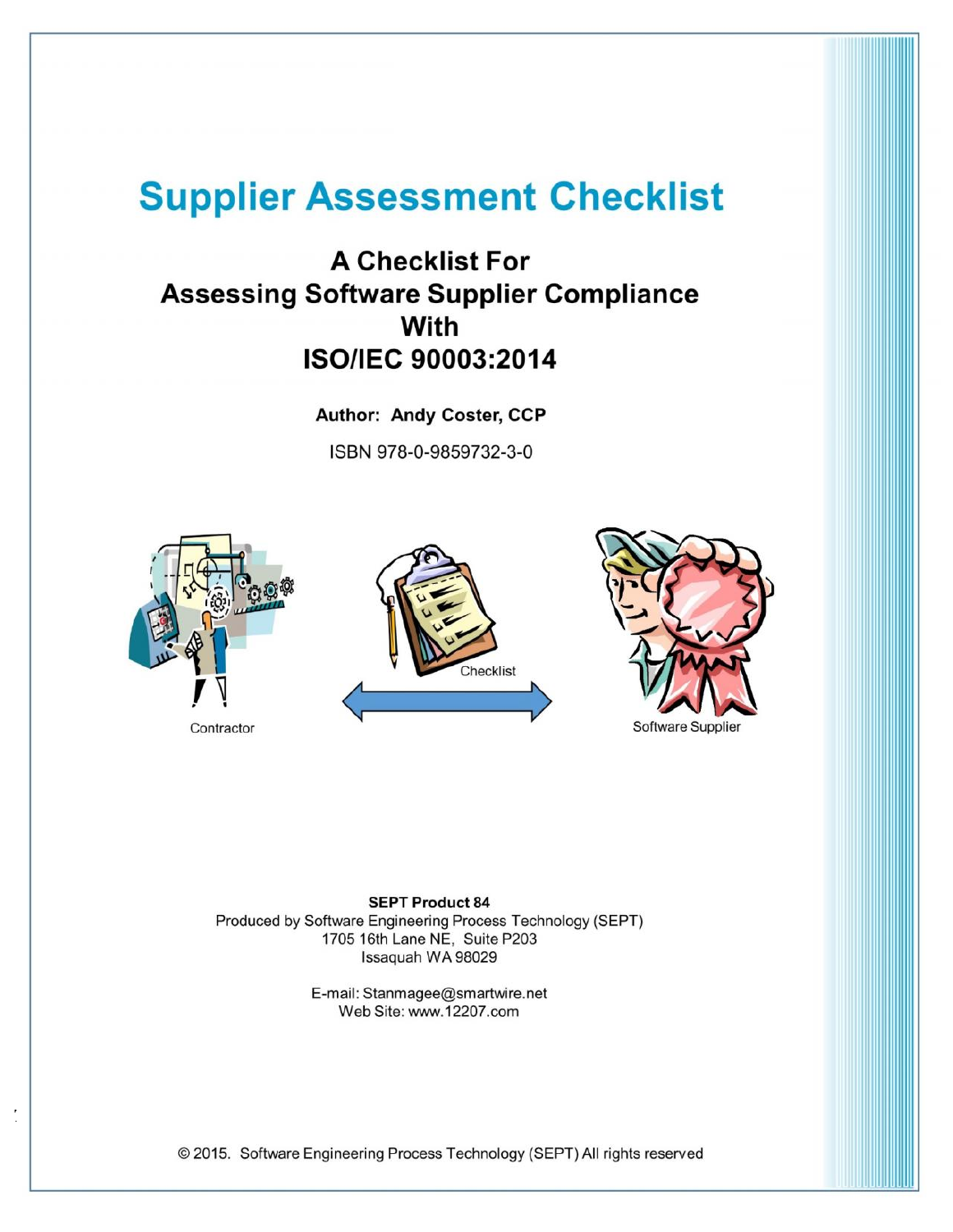# Supplier Assessment Checklist

## A Checklist For Assessing Software Supplier Compliance With ISO/IEC 90003:2014

**Author: Andy Coster, CCP**

ISBN 978-0-9859732-3-0

Contractor

Checklist

Software Supplier

**SEPT Product 84**

Produced by Software Engineering Process Technology (SEPT)
1705 16th Lane NE, Suite P203
Issaquah WA 98029

E-mail: Stanmagee@smartwire.net
Web Site: www.12207.com

© 2015. Software Engineering Process Technology (SEPT) All rights reserved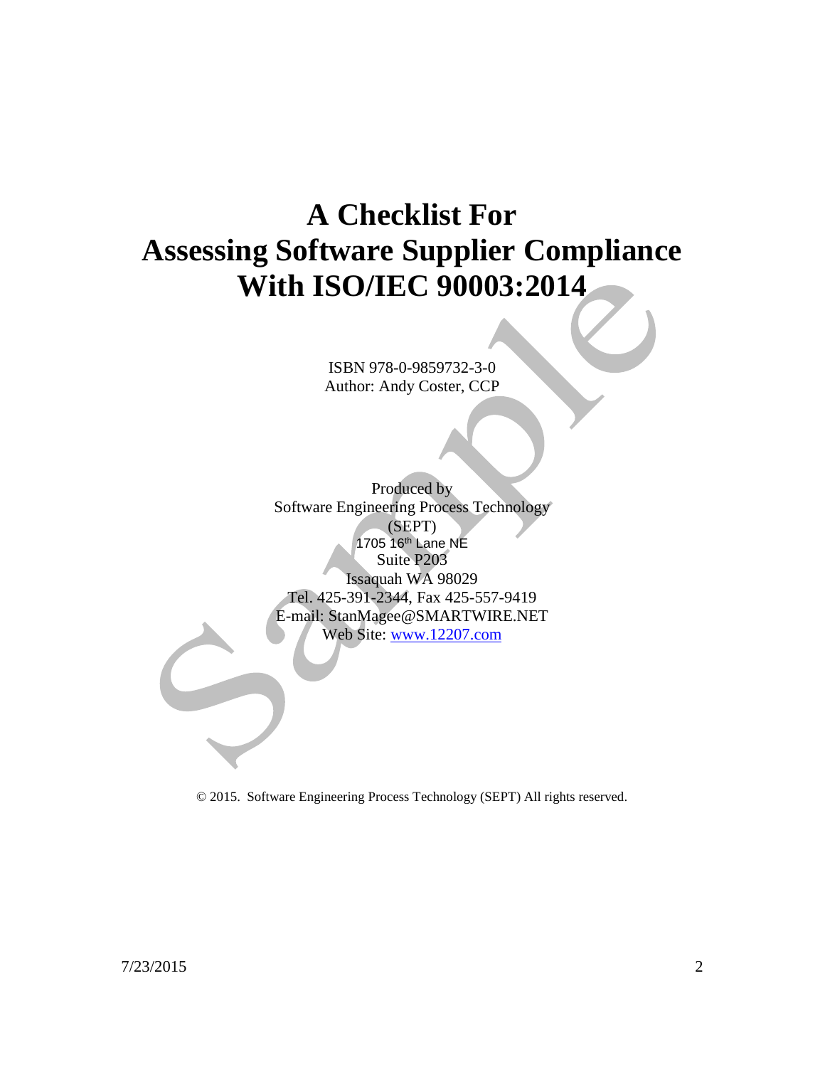# A Checklist For Assessing Software Supplier Compliance With ISO/IEC 90003:2014

ISBN 978-0-9859732-3-0
Author: Andy Coster, CCP

Produced by
Software Engineering Process Technology
(SEPT)
1705 16th Lane NE
Suite P203
Issaquah WA 98029
Tel. 425-391-2344, Fax 425-557-9419
E-mail: StanMagee@SMARTWIRE.NET
Web Site: www.12207.com

© 2015. Software Engineering Process Technology (SEPT) All rights reserved.

7/23/2015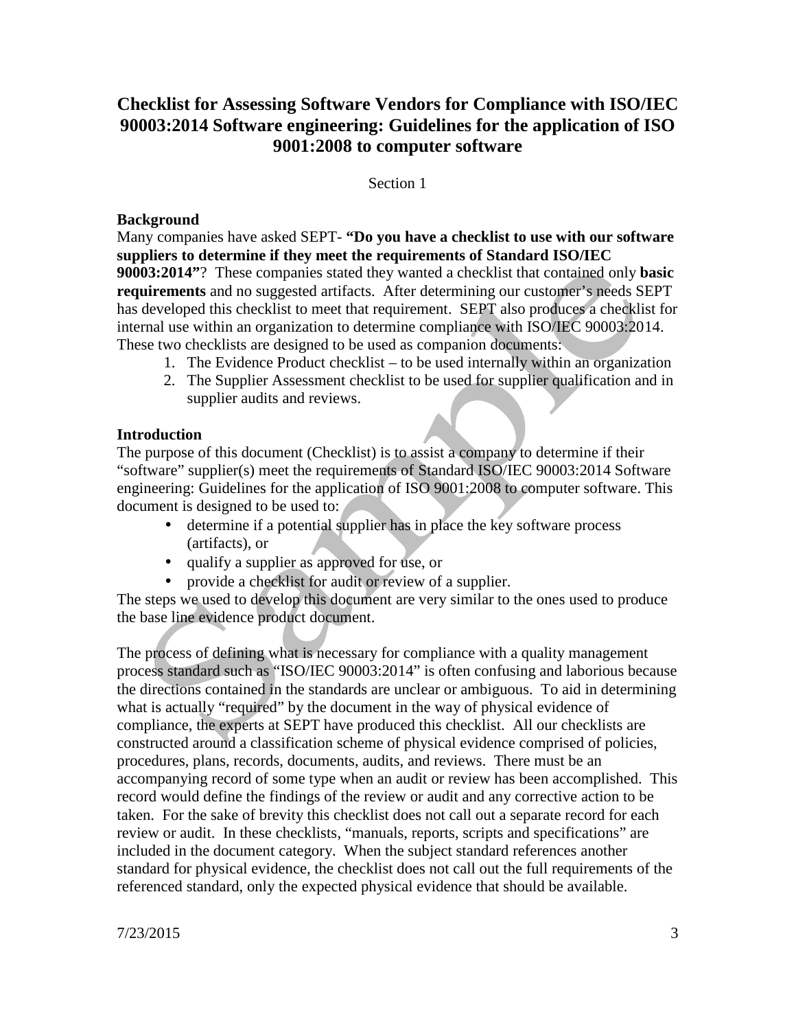# Checklist for Assessing Software Vendors for Compliance with ISO/IEC 90003:2014 Software engineering: Guidelines for the application of ISO 9001:2008 to computer software

Section 1

**Background**

Many companies have asked SEPT- **"Do you have a checklist to use with our software suppliers to determine if they meet the requirements of Standard ISO/IEC 90003:2014"**? These companies stated they wanted a checklist that contained only **basic requirements** and no suggested artifacts. After determining our customer's needs SEPT has developed this checklist to meet that requirement. SEPT also produces a checklist for internal use within an organization to determine compliance with ISO/IEC 90003:2014. These two checklists are designed to be used as companion documents:

1. The Evidence Product checklist – to be used internally within an organization
2. The Supplier Assessment checklist to be used for supplier qualification and in supplier audits and reviews.

**Introduction**

The purpose of this document (Checklist) is to assist a company to determine if their "software" supplier(s) meet the requirements of Standard ISO/IEC 90003:2014 Software engineering: Guidelines for the application of ISO 9001:2008 to computer software. This document is designed to be used to:

- determine if a potential supplier has in place the key software process (artifacts), or
- qualify a supplier as approved for use, or
- provide a checklist for audit or review of a supplier.

The steps we used to develop this document are very similar to the ones used to produce the base line evidence product document.

The process of defining what is necessary for compliance with a quality management process standard such as "ISO/IEC 90003:2014" is often confusing and laborious because the directions contained in the standards are unclear or ambiguous. To aid in determining what is actually "required" by the document in the way of physical evidence of compliance, the experts at SEPT have produced this checklist. All our checklists are constructed around a classification scheme of physical evidence comprised of policies, procedures, plans, records, documents, audits, and reviews. There must be an accompanying record of some type when an audit or review has been accomplished. This record would define the findings of the review or audit and any corrective action to be taken. For the sake of brevity this checklist does not call out a separate record for each review or audit. In these checklists, "manuals, reports, scripts and specifications" are included in the document category. When the subject standard references another standard for physical evidence, the checklist does not call out the full requirements of the referenced standard, only the expected physical evidence that should be available.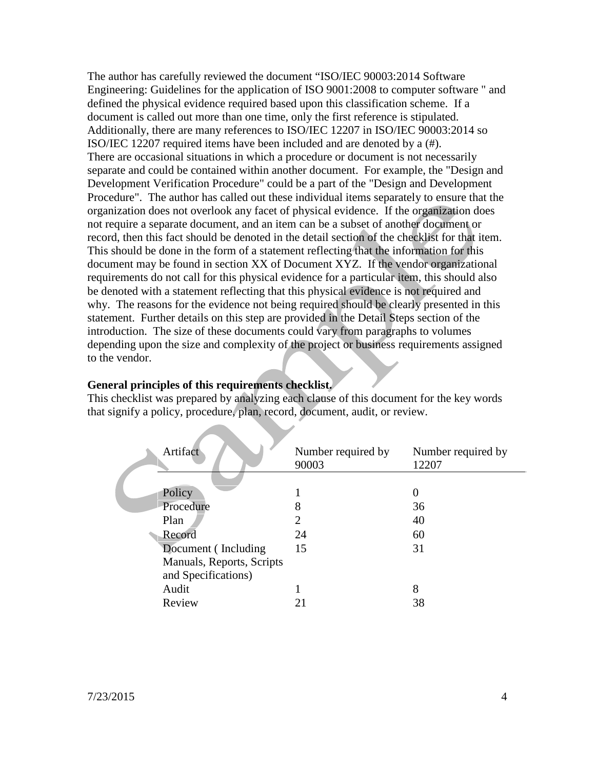The author has carefully reviewed the document "ISO/IEC 90003:2014 Software Engineering: Guidelines for the application of ISO 9001:2008 to computer software " and defined the physical evidence required based upon this classification scheme. If a document is called out more than one time, only the first reference is stipulated. Additionally, there are many references to ISO/IEC 12207 in ISO/IEC 90003:2014 so ISO/IEC 12207 required items have been included and are denoted by a (#). There are occasional situations in which a procedure or document is not necessarily separate and could be contained within another document. For example, the "Design and Development Verification Procedure" could be a part of the "Design and Development Procedure". The author has called out these individual items separately to ensure that the organization does not overlook any facet of physical evidence. If the organization does not require a separate document, and an item can be a subset of another document or record, then this fact should be denoted in the detail section of the checklist for that item. This should be done in the form of a statement reflecting that the information for this document may be found in section XX of Document XYZ. If the vendor organizational requirements do not call for this physical evidence for a particular item, this should also be denoted with a statement reflecting that this physical evidence is not required and why. The reasons for the evidence not being required should be clearly presented in this statement. Further details on this step are provided in the Detail Steps section of the introduction. The size of these documents could vary from paragraphs to volumes depending upon the size and complexity of the project or business requirements assigned to the vendor.

**General principles of this requirements checklist.**

This checklist was prepared by analyzing each clause of this document for the key words that signify a policy, procedure, plan, record, document, audit, or review.

| Artifact | Number required by 90003 | Number required by 12207 |
|---|---|---|
| Policy | 1 | 0 |
| Procedure | 8 | 36 |
| Plan | 2 | 40 |
| Record | 24 | 60 |
| Document ( Including Manuals, Reports, Scripts and Specifications) | 15 | 31 |
| Audit | 1 | 8 |
| Review | 21 | 38 |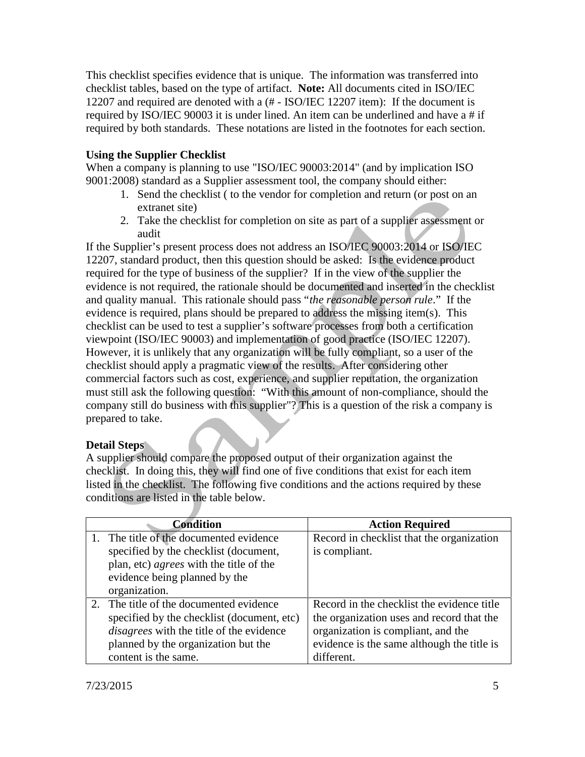This checklist specifies evidence that is unique. The information was transferred into checklist tables, based on the type of artifact. **Note:** All documents cited in ISO/IEC 12207 and required are denoted with a (# - ISO/IEC 12207 item): If the document is required by ISO/IEC 90003 it is under lined. An item can be underlined and have a # if required by both standards. These notations are listed in the footnotes for each section.

**Using the Supplier Checklist**

When a company is planning to use "ISO/IEC 90003:2014" (and by implication ISO 9001:2008) standard as a Supplier assessment tool, the company should either:

1. Send the checklist ( to the vendor for completion and return (or post on an extranet site)
2. Take the checklist for completion on site as part of a supplier assessment or audit

If the Supplier's present process does not address an ISO/IEC 90003:2014 or ISO/IEC 12207, standard product, then this question should be asked: Is the evidence product required for the type of business of the supplier? If in the view of the supplier the evidence is not required, the rationale should be documented and inserted in the checklist and quality manual. This rationale should pass "*the reasonable person rule*." If the evidence is required, plans should be prepared to address the missing item(s). This checklist can be used to test a supplier's software processes from both a certification viewpoint (ISO/IEC 90003) and implementation of good practice (ISO/IEC 12207). However, it is unlikely that any organization will be fully compliant, so a user of the checklist should apply a pragmatic view of the results. After considering other commercial factors such as cost, experience, and supplier reputation, the organization must still ask the following question: "With this amount of non-compliance, should the company still do business with this supplier"? This is a question of the risk a company is prepared to take.

**Detail Steps**

A supplier should compare the proposed output of their organization against the checklist. In doing this, they will find one of five conditions that exist for each item listed in the checklist. The following five conditions and the actions required by these conditions are listed in the table below.

| Condition | Action Required |
|---|---|
| 1. The title of the documented evidence specified by the checklist (document, plan, etc) *agrees* with the title of the evidence being planned by the organization. | Record in checklist that the organization is compliant. |
| 2. The title of the documented evidence specified by the checklist (document, etc) *disagrees* with the title of the evidence planned by the organization but the content is the same. | Record in the checklist the evidence title the organization uses and record that the organization is compliant, and the evidence is the same although the title is different. |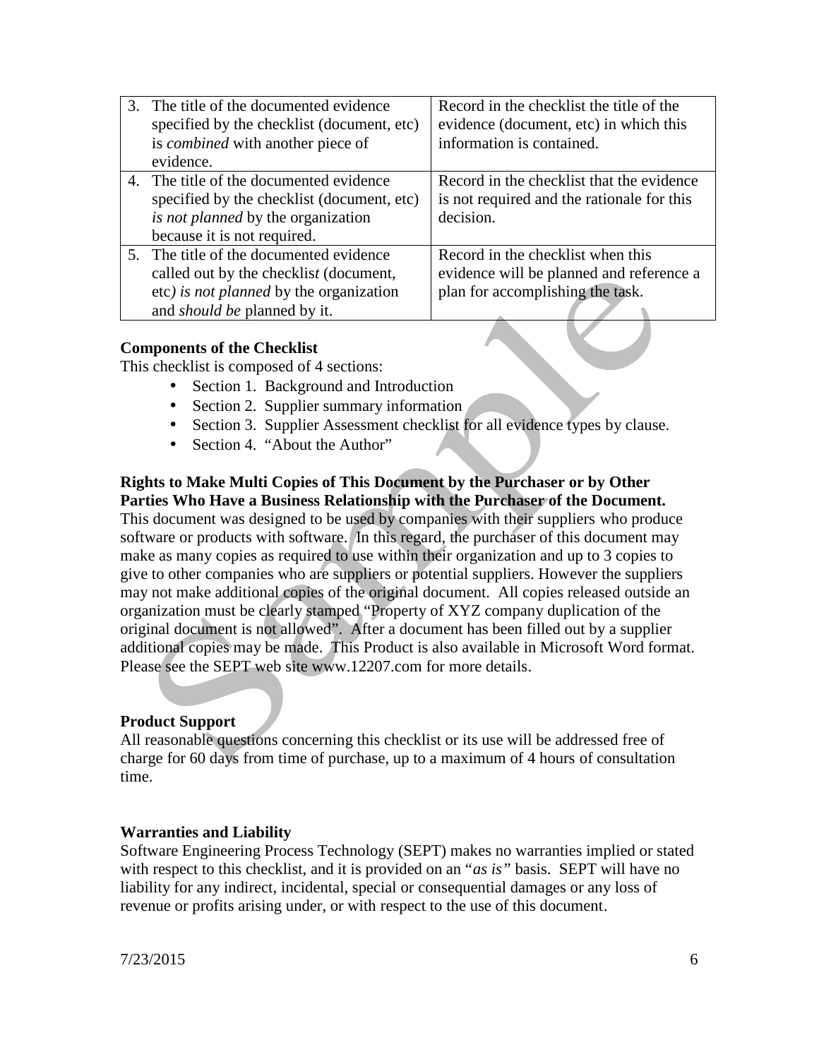| | |
|---|---|
| 3. The title of the documented evidence specified by the checklist (document, etc) is *combined* with another piece of evidence. | Record in the checklist the title of the evidence (document, etc) in which this information is contained. |
| 4. The title of the documented evidence specified by the checklist (document, etc) *is not planned* by the organization because it is not required. | Record in the checklist that the evidence is not required and the rationale for this decision. |
| 5. The title of the documented evidence called out by the checklist (document, etc) *is not planned* by the organization and *should be* planned by it. | Record in the checklist when this evidence will be planned and reference a plan for accomplishing the task. |

**Components of the Checklist**

This checklist is composed of 4 sections:

- Section 1. Background and Introduction
- Section 2. Supplier summary information
- Section 3. Supplier Assessment checklist for all evidence types by clause.
- Section 4. "About the Author"

**Rights to Make Multi Copies of This Document by the Purchaser or by Other Parties Who Have a Business Relationship with the Purchaser of the Document.**

This document was designed to be used by companies with their suppliers who produce software or products with software. In this regard, the purchaser of this document may make as many copies as required to use within their organization and up to 3 copies to give to other companies who are suppliers or potential suppliers. However the suppliers may not make additional copies of the original document. All copies released outside an organization must be clearly stamped "Property of XYZ company duplication of the original document is not allowed". After a document has been filled out by a supplier additional copies may be made. This Product is also available in Microsoft Word format. Please see the SEPT web site www.12207.com for more details.

**Product Support**

All reasonable questions concerning this checklist or its use will be addressed free of charge for 60 days from time of purchase, up to a maximum of 4 hours of consultation time.

**Warranties and Liability**

Software Engineering Process Technology (SEPT) makes no warranties implied or stated with respect to this checklist, and it is provided on an "*as is"* basis. SEPT will have no liability for any indirect, incidental, special or consequential damages or any loss of revenue or profits arising under, or with respect to the use of this document.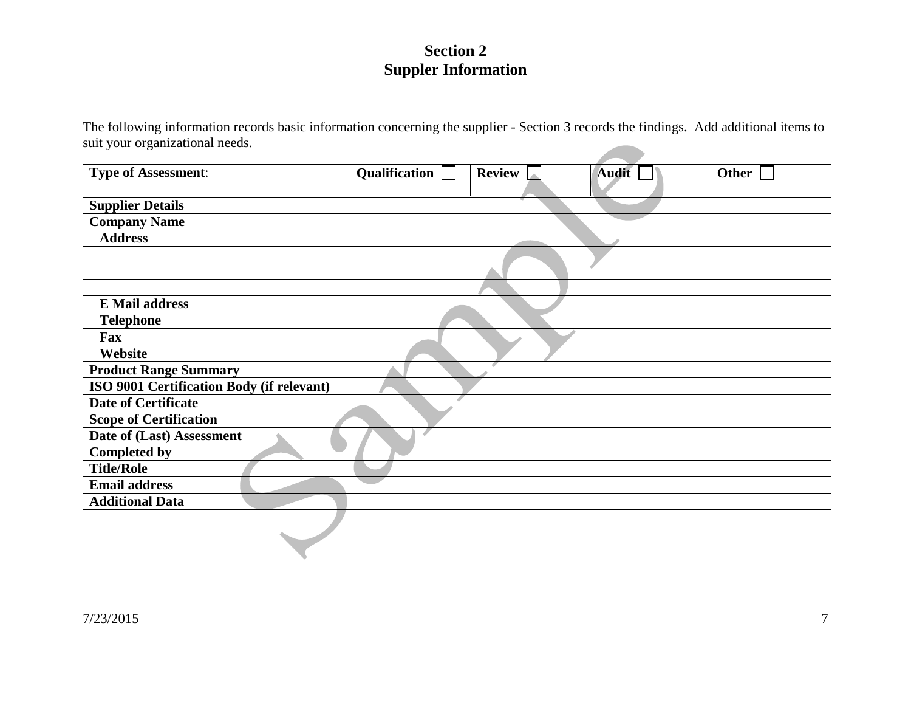# Section 2
# Suppler Information

The following information records basic information concerning the supplier - Section 3 records the findings. Add additional items to suit your organizational needs.

| **Type of Assessment**: | **Qualification** ☐ | **Review** ☐ | **Audit** ☐ | **Other** ☐ |
|---|---|---|---|---|
| **Supplier Details** | | | | |
| **Company Name** | | | | |
| **Address** | | | | |
| | | | | |
| | | | | |
| | | | | |
| **E Mail address** | | | | |
| **Telephone** | | | | |
| **Fax** | | | | |
| **Website** | | | | |
| **Product Range Summary** | | | | |
| **ISO 9001 Certification Body (if relevant)** | | | | |
| **Date of Certificate** | | | | |
| **Scope of Certification** | | | | |
| **Date of (Last) Assessment** | | | | |
| **Completed by** | | | | |
| **Title/Role** | | | | |
| **Email address** | | | | |
| **Additional Data** | | | | |
| | | | | |

7/23/2015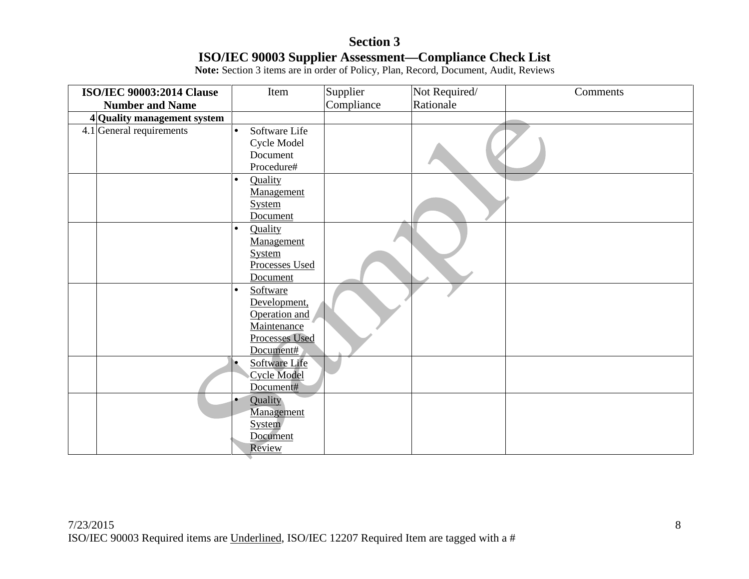# Section 3

## ISO/IEC 90003 Supplier Assessment—Compliance Check List

**Note:** Section 3 items are in order of Policy, Plan, Record, Document, Audit, Reviews

| ISO/IEC 90003:2014 Clause Number and Name | | Item | Supplier Compliance | Not Required/ Rationale | Comments |
|---|---|---|---|---|---|
| **4** | **Quality management system** | | | | |
| 4.1 | General requirements | • Software Life Cycle Model Document Procedure# | | | |
| | | • <u>Quality Management System Document</u> | | | |
| | | • <u>Quality Management System Processes Used Document</u> | | | |
| | | • <u>Software Development, Operation and Maintenance Processes Used Document#</u> | | | |
| | | • <u>Software Life Cycle Model Document#</u> | | | |
| | | • <u>Quality Management System Document Review</u> | | | |

7/23/2015

ISO/IEC 90003 Required items are <u>Underlined</u>, ISO/IEC 12207 Required Item are tagged with a #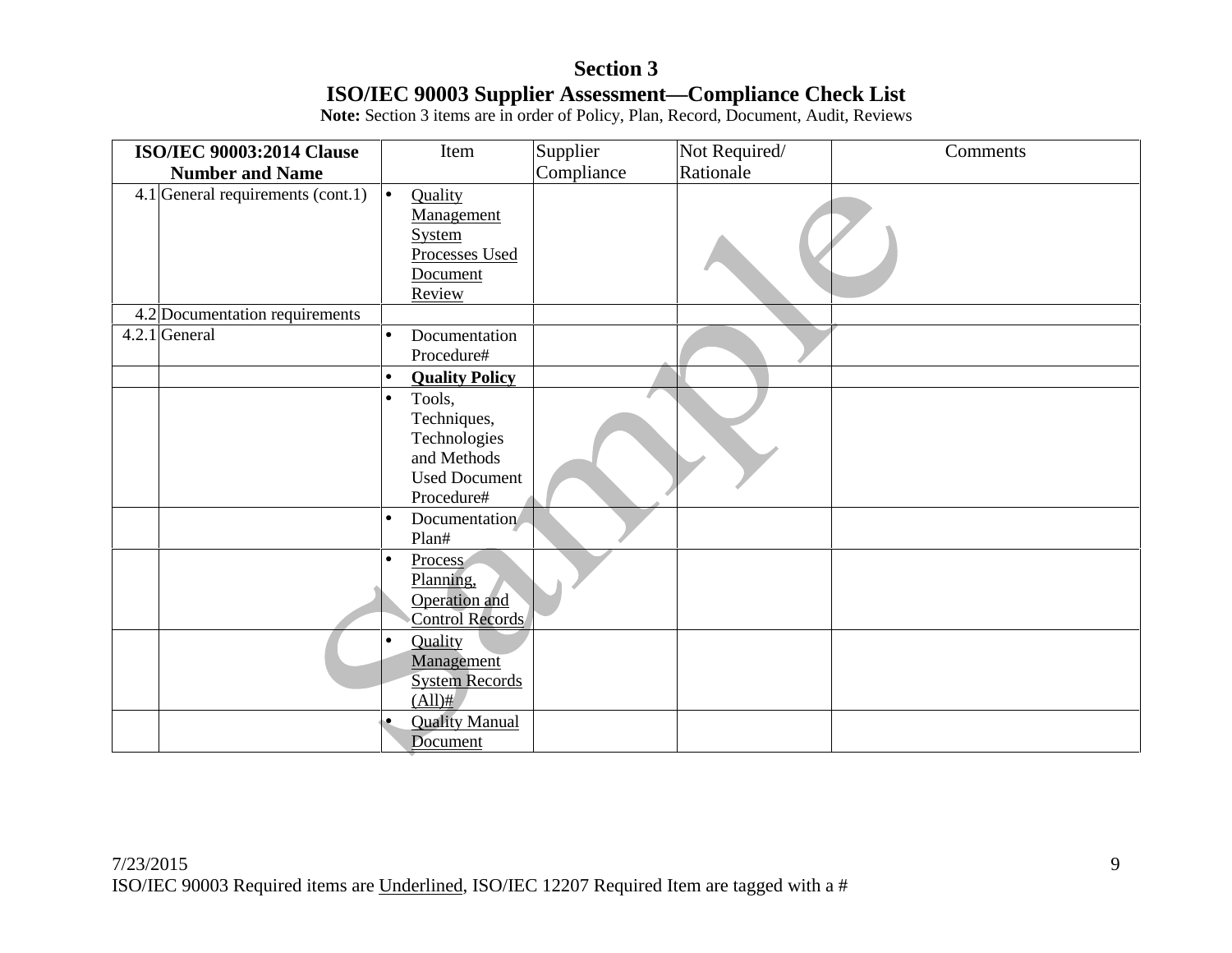# Section 3

## ISO/IEC 90003 Supplier Assessment—Compliance Check List

**Note:** Section 3 items are in order of Policy, Plan, Record, Document, Audit, Reviews

| ISO/IEC 90003:2014 Clause Number and Name | | Item | Supplier Compliance | Not Required/ Rationale | Comments |
|---|---|---|---|---|---|
| 4.1 | General requirements (cont.1) | • <u>Quality Management System Processes Used Document Review</u> | | | |
| 4.2 | Documentation requirements | | | | |
| 4.2.1 | General | • Documentation Procedure# | | | |
| | | • **<u>Quality Policy</u>** | | | |
| | | • Tools, Techniques, Technologies and Methods Used Document Procedure# | | | |
| | | • Documentation Plan# | | | |
| | | • <u>Process Planning, Operation and Control Records</u> | | | |
| | | • <u>Quality Management System Records (All)#</u> | | | |
| | | • <u>Quality Manual Document</u> | | | |

7/23/2015

ISO/IEC 90003 Required items are <u>Underlined</u>, ISO/IEC 12207 Required Item are tagged with a #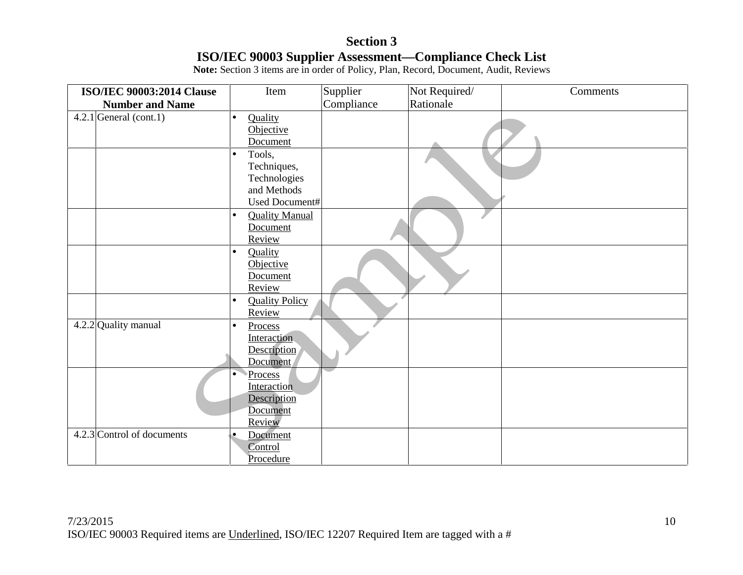## Section 3

## ISO/IEC 90003 Supplier Assessment—Compliance Check List

**Note:** Section 3 items are in order of Policy, Plan, Record, Document, Audit, Reviews

| ISO/IEC 90003:2014 Clause Number and Name | | Item | Supplier Compliance | Not Required/ Rationale | Comments |
|---|---|---|---|---|---|
| 4.2.1 | General (cont.1) | • <u>Quality Objective Document</u> | | | |
| | | • Tools, Techniques, Technologies and Methods Used Document# | | | |
| | | • <u>Quality Manual Document Review</u> | | | |
| | | • <u>Quality Objective Document Review</u> | | | |
| | | • <u>Quality Policy Review</u> | | | |
| 4.2.2 | Quality manual | • <u>Process Interaction Description Document</u> | | | |
| | | • <u>Process Interaction Description Document Review</u> | | | |
| 4.2.3 | Control of documents | • <u>Document Control Procedure</u> | | | |

7/23/2015

ISO/IEC 90003 Required items are <u>Underlined</u>, ISO/IEC 12207 Required Item are tagged with a #